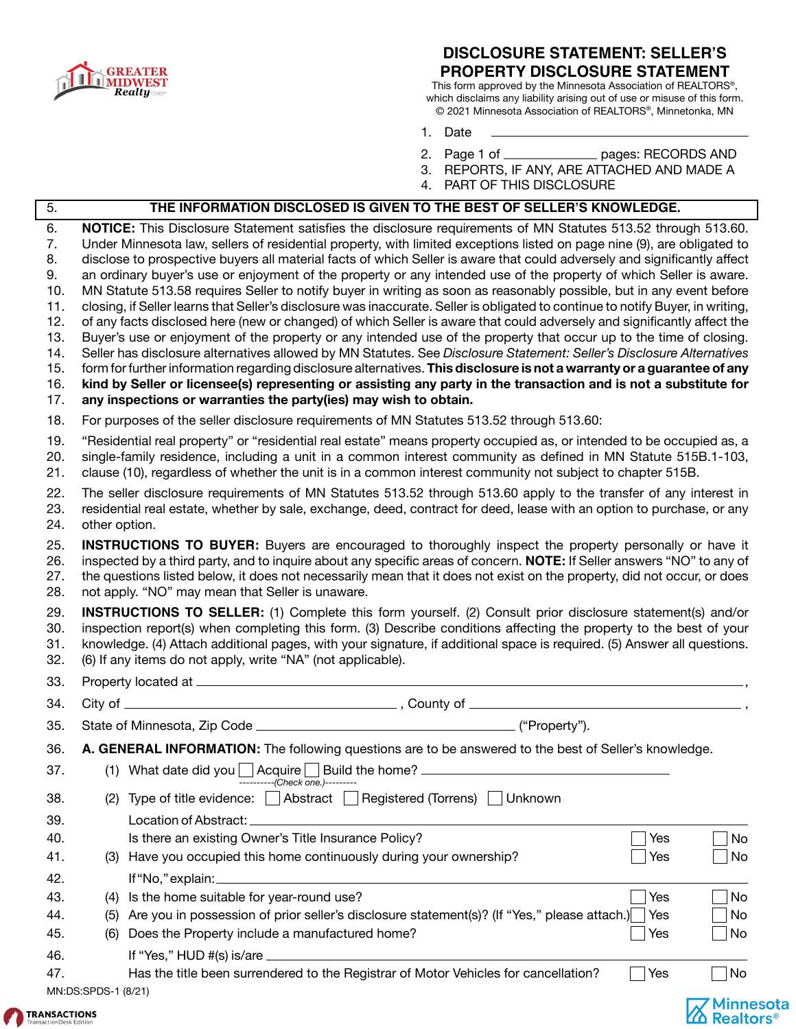# DISCLOSURE STATEMENT: SELLER'S PROPERTY DISCLOSURE STATEMENT

This form approved by the Minnesota Association of REALTORS®, which disclaims any liability arising out of use or misuse of this form.
© 2021 Minnesota Association of REALTORS®, Minnetonka, MN

1. Date ______________________

2. Page 1 of ____________ pages: RECORDS AND
3. REPORTS, IF ANY, ARE ATTACHED AND MADE A
4. PART OF THIS DISCLOSURE

5. **THE INFORMATION DISCLOSED IS GIVEN TO THE BEST OF SELLER'S KNOWLEDGE.**

6. **NOTICE:** This Disclosure Statement satisfies the disclosure requirements of MN Statutes 513.52 through 513.60.
7. Under Minnesota law, sellers of residential property, with limited exceptions listed on page nine (9), are obligated to
8. disclose to prospective buyers all material facts of which Seller is aware that could adversely and significantly affect
9. an ordinary buyer's use or enjoyment of the property or any intended use of the property of which Seller is aware.
10. MN Statute 513.58 requires Seller to notify buyer in writing as soon as reasonably possible, but in any event before
11. closing, if Seller learns that Seller's disclosure was inaccurate. Seller is obligated to continue to notify Buyer, in writing,
12. of any facts disclosed here (new or changed) of which Seller is aware that could adversely and significantly affect the
13. Buyer's use or enjoyment of the property or any intended use of the property that occur up to the time of closing.
14. Seller has disclosure alternatives allowed by MN Statutes. See *Disclosure Statement: Seller's Disclosure Alternatives*
15. form for further information regarding disclosure alternatives. **This disclosure is not a warranty or a guarantee of any**
16. **kind by Seller or licensee(s) representing or assisting any party in the transaction and is not a substitute for**
17. **any inspections or warranties the party(ies) may wish to obtain.**

18. For purposes of the seller disclosure requirements of MN Statutes 513.52 through 513.60:

19. "Residential real property" or "residential real estate" means property occupied as, or intended to be occupied as, a
20. single-family residence, including a unit in a common interest community as defined in MN Statute 515B.1-103,
21. clause (10), regardless of whether the unit is in a common interest community not subject to chapter 515B.

22. The seller disclosure requirements of MN Statutes 513.52 through 513.60 apply to the transfer of any interest in
23. residential real estate, whether by sale, exchange, deed, contract for deed, lease with an option to purchase, or any
24. other option.

25. **INSTRUCTIONS TO BUYER:** Buyers are encouraged to thoroughly inspect the property personally or have it
26. inspected by a third party, and to inquire about any specific areas of concern. **NOTE:** If Seller answers "NO" to any of
27. the questions listed below, it does not necessarily mean that it does not exist on the property, did not occur, or does
28. not apply. "NO" may mean that Seller is unaware.

29. **INSTRUCTIONS TO SELLER:** (1) Complete this form yourself. (2) Consult prior disclosure statement(s) and/or
30. inspection report(s) when completing this form. (3) Describe conditions affecting the property to the best of your
31. knowledge. (4) Attach additional pages, with your signature, if additional space is required. (5) Answer all questions.
32. (6) If any items do not apply, write "NA" (not applicable).

33. Property located at ______________________________________________________________,
34. City of ______________________________, County of ______________________________,
35. State of Minnesota, Zip Code ______________________________ ("Property").

36. **A. GENERAL INFORMATION:** The following questions are to be answered to the best of Seller's knowledge.

37. (1) What date did you ☐ Acquire ☐ Build the home? ______________________
    ----------(Check one.)---------
38. (2) Type of title evidence: ☐ Abstract ☐ Registered (Torrens) ☐ Unknown
39. Location of Abstract: ______________________________
40. Is there an existing Owner's Title Insurance Policy? ☐ Yes ☐ No
41. (3) Have you occupied this home continuously during your ownership? ☐ Yes ☐ No
42. If "No," explain: ______________________________
43. (4) Is the home suitable for year-round use? ☐ Yes ☐ No
44. (5) Are you in possession of prior seller's disclosure statement(s)? (If "Yes," please attach.) ☐ Yes ☐ No
45. (6) Does the Property include a manufactured home? ☐ Yes ☐ No
46. If "Yes," HUD #(s) is/are ______________________________
47. Has the title been surrendered to the Registrar of Motor Vehicles for cancellation? ☐ Yes ☐ No

MN:DS:SPDS-1 (8/21)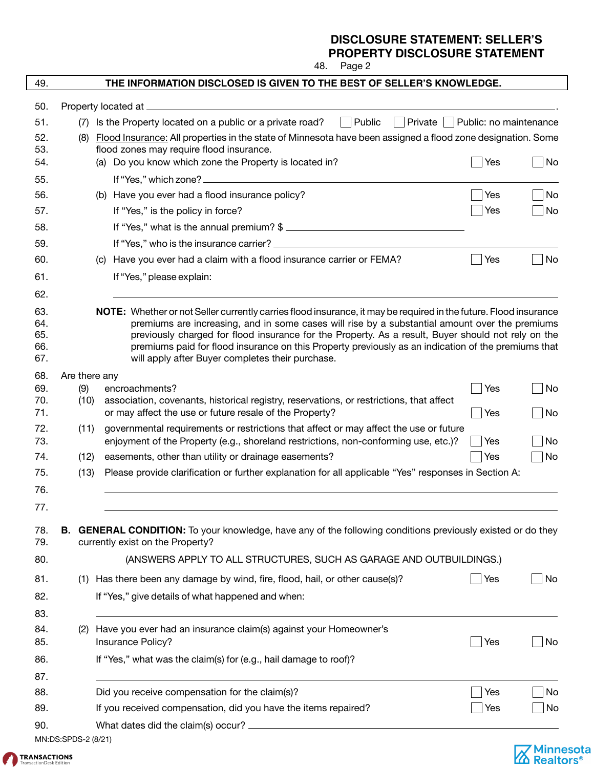# DISCLOSURE STATEMENT: SELLER'S PROPERTY DISCLOSURE STATEMENT

48. Page 2

49. **THE INFORMATION DISCLOSED IS GIVEN TO THE BEST OF SELLER'S KNOWLEDGE.**

50. Property located at ______________________________________________.

51. (7) Is the Property located on a public or a private road? ☐ Public ☐ Private ☐ Public: no maintenance

52. (8) Flood Insurance: All properties in the state of Minnesota have been assigned a flood zone designation. Some
53. flood zones may require flood insurance.

54. (a) Do you know which zone the Property is located in? ☐ Yes ☐ No

55. If "Yes," which zone? ______________________________________________

56. (b) Have you ever had a flood insurance policy? ☐ Yes ☐ No

57. If "Yes," is the policy in force? ☐ Yes ☐ No

58. If "Yes," what is the annual premium? $ ______________________

59. If "Yes," who is the insurance carrier? ______________________________________________

60. (c) Have you ever had a claim with a flood insurance carrier or FEMA? ☐ Yes ☐ No

61. If "Yes," please explain:

62. ______________________________________________

63. **NOTE:** Whether or not Seller currently carries flood insurance, it may be required in the future. Flood insurance
64. premiums are increasing, and in some cases will rise by a substantial amount over the premiums
65. previously charged for flood insurance for the Property. As a result, Buyer should not rely on the
66. premiums paid for flood insurance on this Property previously as an indication of the premiums that
67. will apply after Buyer completes their purchase.

68. Are there any

69. (9) encroachments? ☐ Yes ☐ No

70. (10) association, covenants, historical registry, reservations, or restrictions, that affect
71. or may affect the use or future resale of the Property? ☐ Yes ☐ No

72. (11) governmental requirements or restrictions that affect or may affect the use or future
73. enjoyment of the Property (e.g., shoreland restrictions, non-conforming use, etc.)? ☐ Yes ☐ No

74. (12) easements, other than utility or drainage easements? ☐ Yes ☐ No

75. (13) Please provide clarification or further explanation for all applicable "Yes" responses in Section A:

76. ______________________________________________

77. ______________________________________________

78. **B. GENERAL CONDITION:** To your knowledge, have any of the following conditions previously existed or do they
79. currently exist on the Property?

80. (ANSWERS APPLY TO ALL STRUCTURES, SUCH AS GARAGE AND OUTBUILDINGS.)

81. (1) Has there been any damage by wind, fire, flood, hail, or other cause(s)? ☐ Yes ☐ No

82. If "Yes," give details of what happened and when:

83. ______________________________________________

84. (2) Have you ever had an insurance claim(s) against your Homeowner's
85. Insurance Policy? ☐ Yes ☐ No

86. If "Yes," what was the claim(s) for (e.g., hail damage to roof)?

87. ______________________________________________

88. Did you receive compensation for the claim(s)? ☐ Yes ☐ No

89. If you received compensation, did you have the items repaired? ☐ Yes ☐ No

90. What dates did the claim(s) occur? ______________________________________________

MN:DS:SPDS-2 (8/21)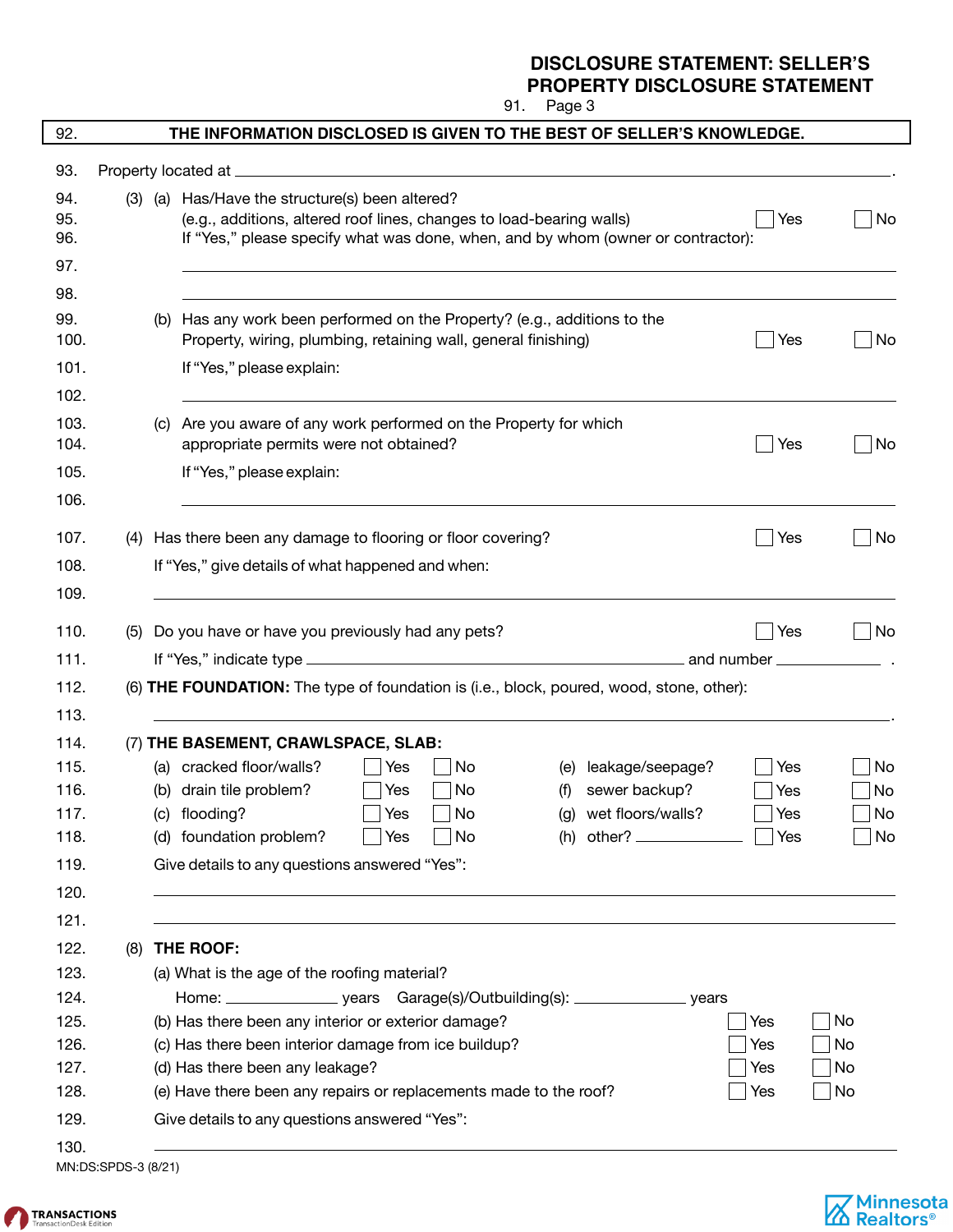# DISCLOSURE STATEMENT: SELLER'S PROPERTY DISCLOSURE STATEMENT

91. Page 3

92. **THE INFORMATION DISCLOSED IS GIVEN TO THE BEST OF SELLER'S KNOWLEDGE.**

93. Property located at ______________________________________________.

94. (3) (a) Has/Have the structure(s) been altered?
95. (e.g., additions, altered roof lines, changes to load-bearing walls) ☐ Yes ☐ No
96. If "Yes," please specify what was done, when, and by whom (owner or contractor):
97. ______________________________________________
98. ______________________________________________
99. (b) Has any work been performed on the Property? (e.g., additions to the
100. Property, wiring, plumbing, retaining wall, general finishing) ☐ Yes ☐ No
101. If "Yes," please explain:
102. ______________________________________________
103. (c) Are you aware of any work performed on the Property for which
104. appropriate permits were not obtained? ☐ Yes ☐ No
105. If "Yes," please explain:
106. ______________________________________________
107. (4) Has there been any damage to flooring or floor covering? ☐ Yes ☐ No
108. If "Yes," give details of what happened and when:
109. ______________________________________________
110. (5) Do you have or have you previously had any pets? ☐ Yes ☐ No
111. If "Yes," indicate type ______________________ and number __________ .
112. (6) **THE FOUNDATION:** The type of foundation is (i.e., block, poured, wood, stone, other):
113. ______________________________________________.
114. (7) **THE BASEMENT, CRAWLSPACE, SLAB:**
115. (a) cracked floor/walls? ☐ Yes ☐ No (e) leakage/seepage? ☐ Yes ☐ No
116. (b) drain tile problem? ☐ Yes ☐ No (f) sewer backup? ☐ Yes ☐ No
117. (c) flooding? ☐ Yes ☐ No (g) wet floors/walls? ☐ Yes ☐ No
118. (d) foundation problem? ☐ Yes ☐ No (h) other? __________ ☐ Yes ☐ No
119. Give details to any questions answered "Yes":
120. ______________________________________________
121. ______________________________________________
122. (8) **THE ROOF:**
123. (a) What is the age of the roofing material?
124. Home: __________ years Garage(s)/Outbuilding(s): __________ years
125. (b) Has there been any interior or exterior damage? ☐ Yes ☐ No
126. (c) Has there been interior damage from ice buildup? ☐ Yes ☐ No
127. (d) Has there been any leakage? ☐ Yes ☐ No
128. (e) Have there been any repairs or replacements made to the roof? ☐ Yes ☐ No
129. Give details to any questions answered "Yes":
130. ______________________________________________

MN:DS:SPDS-3 (8/21)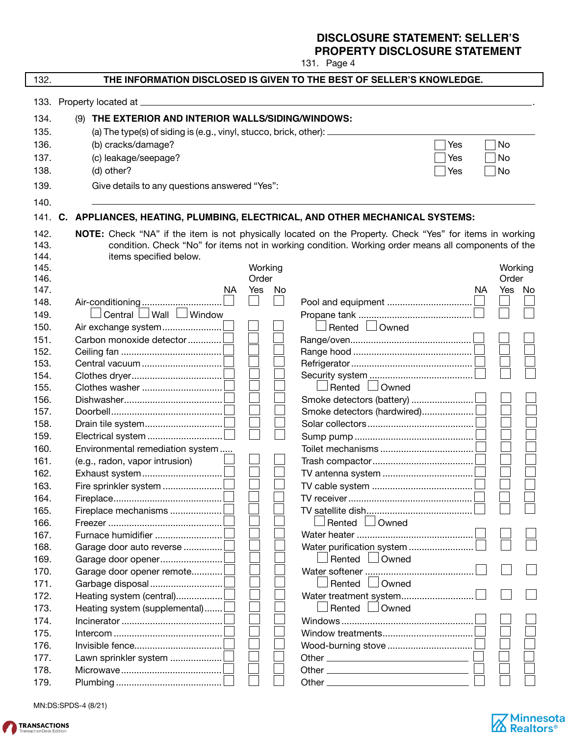# DISCLOSURE STATEMENT: SELLER'S PROPERTY DISCLOSURE STATEMENT

131. Page 4

132. **THE INFORMATION DISCLOSED IS GIVEN TO THE BEST OF SELLER'S KNOWLEDGE.**

133. Property located at ______________________________________________.

134. (9) **THE EXTERIOR AND INTERIOR WALLS/SIDING/WINDOWS:**

135. (a) The type(s) of siding is (e.g., vinyl, stucco, brick, other): ______________________________

136. (b) cracks/damage? ☐ Yes ☐ No

137. (c) leakage/seepage? ☐ Yes ☐ No

138. (d) other? ☐ Yes ☐ No

139. Give details to any questions answered "Yes":

140. ______________________________________________

141. **C. APPLIANCES, HEATING, PLUMBING, ELECTRICAL, AND OTHER MECHANICAL SYSTEMS:**

142. **NOTE:** Check "NA" if the item is not physically located on the Property. Check "Yes" for items in working
143. condition. Check "No" for items not in working condition. Working order means all components of the
144. items specified below.

| Line | Item | NA | Working Order Yes | Working Order No | Item | NA | Working Order Yes | Working Order No |
|---|---|---|---|---|---|---|---|---|
| 148. | Air-conditioning | ☐ | ☐ | ☐ | Pool and equipment | ☐ | ☐ | ☐ |
| 149. | ☐ Central ☐ Wall ☐ Window | | | | Propane tank | ☐ | ☐ | ☐ |
| 150. | Air exchange system | ☐ | ☐ | ☐ | ☐ Rented ☐ Owned | | | |
| 151. | Carbon monoxide detector | ☐ | ☐ | ☐ | Range/oven | ☐ | ☐ | ☐ |
| 152. | Ceiling fan | ☐ | ☐ | ☐ | Range hood | ☐ | ☐ | ☐ |
| 153. | Central vacuum | ☐ | ☐ | ☐ | Refrigerator | ☐ | ☐ | ☐ |
| 154. | Clothes dryer | ☐ | ☐ | ☐ | Security system | ☐ | ☐ | ☐ |
| 155. | Clothes washer | ☐ | ☐ | ☐ | ☐ Rented ☐ Owned | | | |
| 156. | Dishwasher | ☐ | ☐ | ☐ | Smoke detectors (battery) | ☐ | ☐ | ☐ |
| 157. | Doorbell | ☐ | ☐ | ☐ | Smoke detectors (hardwired) | ☐ | ☐ | ☐ |
| 158. | Drain tile system | ☐ | ☐ | ☐ | Solar collectors | ☐ | ☐ | ☐ |
| 159. | Electrical system | ☐ | ☐ | ☐ | Sump pump | ☐ | ☐ | ☐ |
| 160. | Environmental remediation system | | | | Toilet mechanisms | ☐ | ☐ | ☐ |
| 161. | (e.g., radon, vapor intrusion) | ☐ | ☐ | ☐ | Trash compactor | ☐ | ☐ | ☐ |
| 162. | Exhaust system | ☐ | ☐ | ☐ | TV antenna system | ☐ | ☐ | ☐ |
| 163. | Fire sprinkler system | ☐ | ☐ | ☐ | TV cable system | ☐ | ☐ | ☐ |
| 164. | Fireplace | ☐ | ☐ | ☐ | TV receiver | ☐ | ☐ | ☐ |
| 165. | Fireplace mechanisms | ☐ | ☐ | ☐ | TV satellite dish | ☐ | ☐ | ☐ |
| 166. | Freezer | ☐ | ☐ | ☐ | ☐ Rented ☐ Owned | | | |
| 167. | Furnace humidifier | ☐ | ☐ | ☐ | Water heater | ☐ | ☐ | ☐ |
| 168. | Garage door auto reverse | ☐ | ☐ | ☐ | Water purification system | ☐ | ☐ | ☐ |
| 169. | Garage door opener | ☐ | ☐ | ☐ | ☐ Rented ☐ Owned | | | |
| 170. | Garage door opener remote | ☐ | ☐ | ☐ | Water softener | ☐ | ☐ | ☐ |
| 171. | Garbage disposal | ☐ | ☐ | ☐ | ☐ Rented ☐ Owned | | | |
| 172. | Heating system (central) | ☐ | ☐ | ☐ | Water treatment system | ☐ | ☐ | ☐ |
| 173. | Heating system (supplemental) | ☐ | ☐ | ☐ | ☐ Rented ☐ Owned | | | |
| 174. | Incinerator | ☐ | ☐ | ☐ | Windows | ☐ | ☐ | ☐ |
| 175. | Intercom | ☐ | ☐ | ☐ | Window treatments | ☐ | ☐ | ☐ |
| 176. | Invisible fence | ☐ | ☐ | ☐ | Wood-burning stove | ☐ | ☐ | ☐ |
| 177. | Lawn sprinkler system | ☐ | ☐ | ☐ | Other ____________ | ☐ | ☐ | ☐ |
| 178. | Microwave | ☐ | ☐ | ☐ | Other ____________ | ☐ | ☐ | ☐ |
| 179. | Plumbing | ☐ | ☐ | ☐ | Other ____________ | ☐ | ☐ | ☐ |

MN:DS:SPDS-4 (8/21)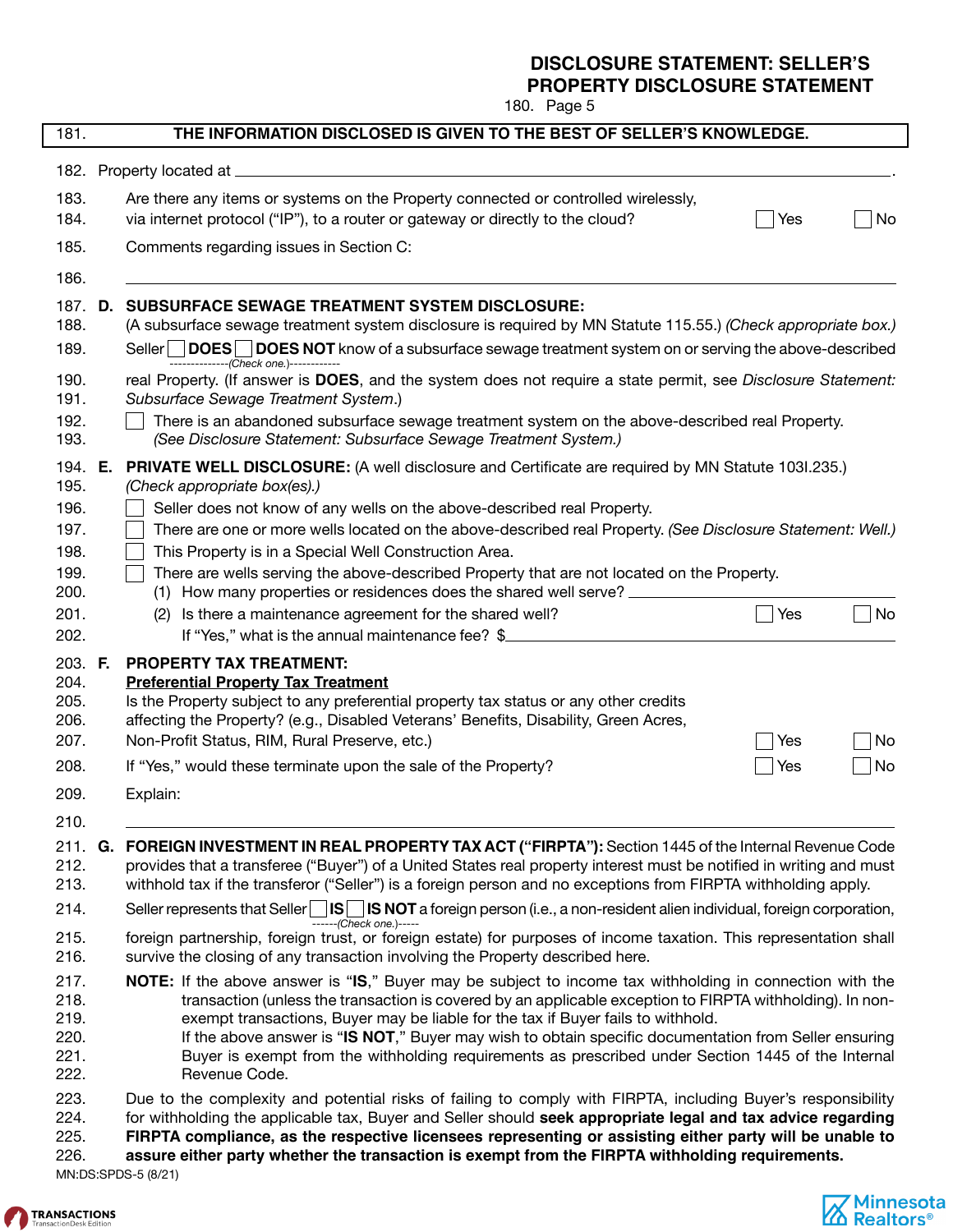# DISCLOSURE STATEMENT: SELLER'S PROPERTY DISCLOSURE STATEMENT

180. Page 5

181. **THE INFORMATION DISCLOSED IS GIVEN TO THE BEST OF SELLER'S KNOWLEDGE.**

182. Property located at \_\_\_\_\_\_\_\_\_\_\_\_\_\_\_\_\_\_\_\_\_\_\_\_\_\_\_\_\_\_\_\_\_\_\_\_\_\_\_\_\_\_\_\_.

183. Are there any items or systems on the Property connected or controlled wirelessly,
184. via internet protocol ("IP"), to a router or gateway or directly to the cloud? ☐ Yes ☐ No

185. Comments regarding issues in Section C:

186. \_\_\_\_\_\_\_\_\_\_\_\_\_\_\_\_\_\_\_\_\_\_\_\_\_\_\_\_\_\_\_\_\_\_\_\_\_\_\_\_\_\_\_\_

187. **D. SUBSURFACE SEWAGE TREATMENT SYSTEM DISCLOSURE:**
188. (A subsurface sewage treatment system disclosure is required by MN Statute 115.55.) *(Check appropriate box.)*
189. Seller ☐ **DOES** ☐ **DOES NOT** know of a subsurface sewage treatment system on or serving the above-described *(Check one.)*
190. real Property. (If answer is **DOES**, and the system does not require a state permit, see *Disclosure Statement:*
191. *Subsurface Sewage Treatment System*.)
192. ☐ There is an abandoned subsurface sewage treatment system on the above-described real Property.
193. *(See Disclosure Statement: Subsurface Sewage Treatment System.)*

194. **E. PRIVATE WELL DISCLOSURE:** (A well disclosure and Certificate are required by MN Statute 103I.235.)
195. *(Check appropriate box(es).)*
196. ☐ Seller does not know of any wells on the above-described real Property.
197. ☐ There are one or more wells located on the above-described real Property. *(See Disclosure Statement: Well.)*
198. ☐ This Property is in a Special Well Construction Area.
199. ☐ There are wells serving the above-described Property that are not located on the Property.
200. (1) How many properties or residences does the shared well serve? \_\_\_\_\_\_\_\_\_\_\_\_\_\_\_\_
201. (2) Is there a maintenance agreement for the shared well? ☐ Yes ☐ No
202. If "Yes," what is the annual maintenance fee? $\_\_\_\_\_\_\_\_\_\_\_\_\_\_\_\_

203. **F. PROPERTY TAX TREATMENT:**
204. **Preferential Property Tax Treatment**
205. Is the Property subject to any preferential property tax status or any other credits
206. affecting the Property? (e.g., Disabled Veterans' Benefits, Disability, Green Acres,
207. Non-Profit Status, RIM, Rural Preserve, etc.) ☐ Yes ☐ No
208. If "Yes," would these terminate upon the sale of the Property? ☐ Yes ☐ No
209. Explain:
210. \_\_\_\_\_\_\_\_\_\_\_\_\_\_\_\_\_\_\_\_\_\_\_\_\_\_\_\_\_\_\_\_\_\_\_\_\_\_\_\_\_\_\_\_

211. **G. FOREIGN INVESTMENT IN REAL PROPERTY TAX ACT ("FIRPTA"):** Section 1445 of the Internal Revenue Code
212. provides that a transferee ("Buyer") of a United States real property interest must be notified in writing and must
213. withhold tax if the transferor ("Seller") is a foreign person and no exceptions from FIRPTA withholding apply.
214. Seller represents that Seller ☐ **IS** ☐ **IS NOT** a foreign person (i.e., a non-resident alien individual, foreign corporation, *(Check one.)*
215. foreign partnership, foreign trust, or foreign estate) for purposes of income taxation. This representation shall
216. survive the closing of any transaction involving the Property described here.
217. **NOTE:** If the above answer is "**IS**," Buyer may be subject to income tax withholding in connection with the
218. transaction (unless the transaction is covered by an applicable exception to FIRPTA withholding). In non-
219. exempt transactions, Buyer may be liable for the tax if Buyer fails to withhold.
220. If the above answer is "**IS NOT**," Buyer may wish to obtain specific documentation from Seller ensuring
221. Buyer is exempt from the withholding requirements as prescribed under Section 1445 of the Internal
222. Revenue Code.
223. Due to the complexity and potential risks of failing to comply with FIRPTA, including Buyer's responsibility
224. for withholding the applicable tax, Buyer and Seller should **seek appropriate legal and tax advice regarding**
225. **FIRPTA compliance, as the respective licensees representing or assisting either party will be unable to**
226. **assure either party whether the transaction is exempt from the FIRPTA withholding requirements.**

MN:DS:SPDS-5 (8/21)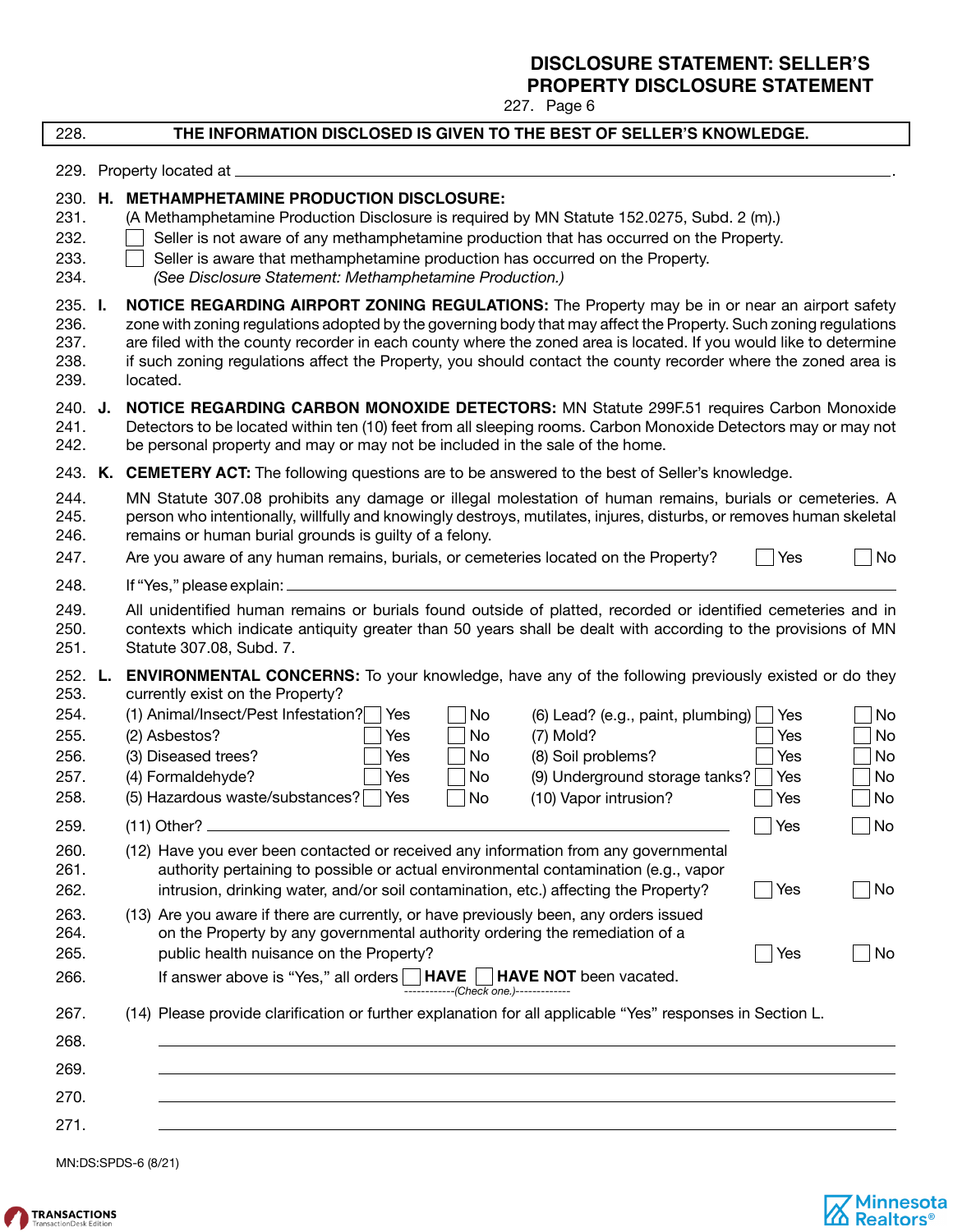# DISCLOSURE STATEMENT: SELLER'S PROPERTY DISCLOSURE STATEMENT

227. Page 6

228. **THE INFORMATION DISCLOSED IS GIVEN TO THE BEST OF SELLER'S KNOWLEDGE.**

229. Property located at \_\_\_\_\_\_\_\_\_\_\_\_\_\_\_\_\_\_\_\_\_\_\_\_\_\_\_\_\_\_\_\_\_\_\_\_\_\_\_\_\_\_\_\_\_\_.

230. **H. METHAMPHETAMINE PRODUCTION DISCLOSURE:**
231. (A Methamphetamine Production Disclosure is required by MN Statute 152.0275, Subd. 2 (m).)
232. ☐ Seller is not aware of any methamphetamine production that has occurred on the Property.
233. ☐ Seller is aware that methamphetamine production has occurred on the Property.
234. *(See Disclosure Statement: Methamphetamine Production.)*

235. **I. NOTICE REGARDING AIRPORT ZONING REGULATIONS:** The Property may be in or near an airport safety
236. zone with zoning regulations adopted by the governing body that may affect the Property. Such zoning regulations
237. are filed with the county recorder in each county where the zoned area is located. If you would like to determine
238. if such zoning regulations affect the Property, you should contact the county recorder where the zoned area is
239. located.

240. **J. NOTICE REGARDING CARBON MONOXIDE DETECTORS:** MN Statute 299F.51 requires Carbon Monoxide
241. Detectors to be located within ten (10) feet from all sleeping rooms. Carbon Monoxide Detectors may or may not
242. be personal property and may or may not be included in the sale of the home.

243. **K. CEMETERY ACT:** The following questions are to be answered to the best of Seller's knowledge.

244. MN Statute 307.08 prohibits any damage or illegal molestation of human remains, burials or cemeteries. A
245. person who intentionally, willfully and knowingly destroys, mutilates, injures, disturbs, or removes human skeletal
246. remains or human burial grounds is guilty of a felony.

247. Are you aware of any human remains, burials, or cemeteries located on the Property? ☐ Yes ☐ No

248. If "Yes," please explain: \_\_\_\_\_\_\_\_\_\_\_\_\_\_\_\_\_\_\_\_\_\_\_\_\_\_\_\_\_\_\_\_\_\_\_\_\_\_\_\_

249. All unidentified human remains or burials found outside of platted, recorded or identified cemeteries and in
250. contexts which indicate antiquity greater than 50 years shall be dealt with according to the provisions of MN
251. Statute 307.08, Subd. 7.

252. **L. ENVIRONMENTAL CONCERNS:** To your knowledge, have any of the following previously existed or do they
253. currently exist on the Property?

| | | | | | |
|---|---|---|---|---|---|
| 254. (1) Animal/Insect/Pest Infestation? | ☐ Yes | ☐ No | (6) Lead? (e.g., paint, plumbing) | ☐ Yes | ☐ No |
| 255. (2) Asbestos? | ☐ Yes | ☐ No | (7) Mold? | ☐ Yes | ☐ No |
| 256. (3) Diseased trees? | ☐ Yes | ☐ No | (8) Soil problems? | ☐ Yes | ☐ No |
| 257. (4) Formaldehyde? | ☐ Yes | ☐ No | (9) Underground storage tanks? | ☐ Yes | ☐ No |
| 258. (5) Hazardous waste/substances? | ☐ Yes | ☐ No | (10) Vapor intrusion? | ☐ Yes | ☐ No |

259. (11) Other? \_\_\_\_\_\_\_\_\_\_\_\_\_\_\_\_\_\_\_\_\_\_\_\_\_\_\_\_\_\_\_\_\_\_\_\_\_\_\_\_ ☐ Yes ☐ No

260. (12) Have you ever been contacted or received any information from any governmental
261. authority pertaining to possible or actual environmental contamination (e.g., vapor
262. intrusion, drinking water, and/or soil contamination, etc.) affecting the Property? ☐ Yes ☐ No

263. (13) Are you aware if there are currently, or have previously been, any orders issued
264. on the Property by any governmental authority ordering the remediation of a
265. public health nuisance on the Property? ☐ Yes ☐ No

266. If answer above is "Yes," all orders ☐ **HAVE** ☐ **HAVE NOT** been vacated.
------------*(Check one.)*------------

267. (14) Please provide clarification or further explanation for all applicable "Yes" responses in Section L.

268. \_\_\_\_\_\_\_\_\_\_\_\_\_\_\_\_\_\_\_\_\_\_\_\_\_\_\_\_\_\_\_\_\_\_\_\_\_\_\_\_\_\_\_\_\_\_\_\_\_\_\_\_

269. \_\_\_\_\_\_\_\_\_\_\_\_\_\_\_\_\_\_\_\_\_\_\_\_\_\_\_\_\_\_\_\_\_\_\_\_\_\_\_\_\_\_\_\_\_\_\_\_\_\_\_\_

270. \_\_\_\_\_\_\_\_\_\_\_\_\_\_\_\_\_\_\_\_\_\_\_\_\_\_\_\_\_\_\_\_\_\_\_\_\_\_\_\_\_\_\_\_\_\_\_\_\_\_\_\_

271. \_\_\_\_\_\_\_\_\_\_\_\_\_\_\_\_\_\_\_\_\_\_\_\_\_\_\_\_\_\_\_\_\_\_\_\_\_\_\_\_\_\_\_\_\_\_\_\_\_\_\_\_

MN:DS:SPDS-6 (8/21)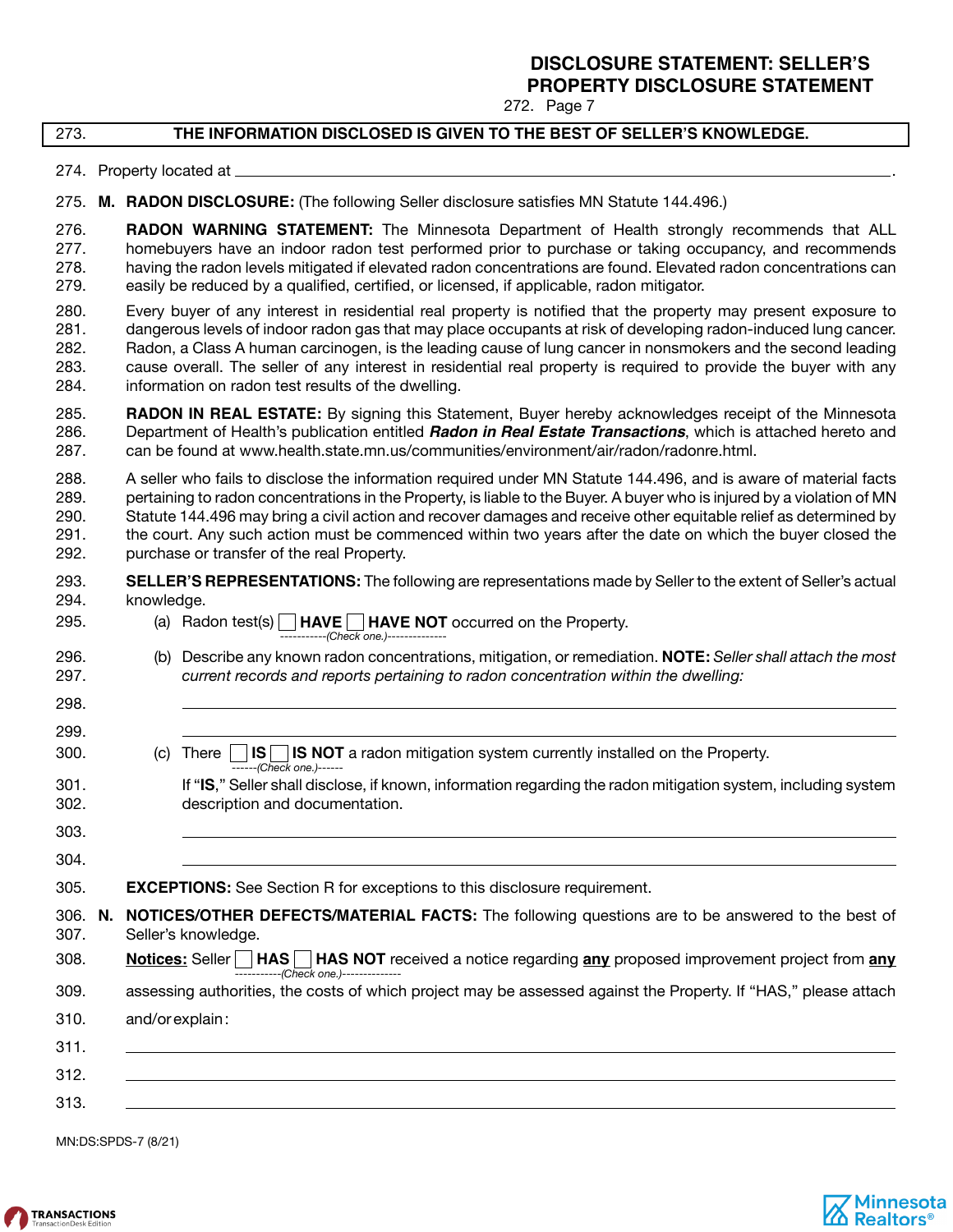# DISCLOSURE STATEMENT: SELLER'S PROPERTY DISCLOSURE STATEMENT

272. Page 7

273. **THE INFORMATION DISCLOSED IS GIVEN TO THE BEST OF SELLER'S KNOWLEDGE.**

274. Property located at ______________________________________________________________.

275. **M. RADON DISCLOSURE:** (The following Seller disclosure satisfies MN Statute 144.496.)

276. **RADON WARNING STATEMENT:** The Minnesota Department of Health strongly recommends that ALL
277. homebuyers have an indoor radon test performed prior to purchase or taking occupancy, and recommends
278. having the radon levels mitigated if elevated radon concentrations are found. Elevated radon concentrations can
279. easily be reduced by a qualified, certified, or licensed, if applicable, radon mitigator.

280. Every buyer of any interest in residential real property is notified that the property may present exposure to
281. dangerous levels of indoor radon gas that may place occupants at risk of developing radon-induced lung cancer.
282. Radon, a Class A human carcinogen, is the leading cause of lung cancer in nonsmokers and the second leading
283. cause overall. The seller of any interest in residential real property is required to provide the buyer with any
284. information on radon test results of the dwelling.

285. **RADON IN REAL ESTATE:** By signing this Statement, Buyer hereby acknowledges receipt of the Minnesota
286. Department of Health's publication entitled ***Radon in Real Estate Transactions***, which is attached hereto and
287. can be found at www.health.state.mn.us/communities/environment/air/radon/radonre.html.

288. A seller who fails to disclose the information required under MN Statute 144.496, and is aware of material facts
289. pertaining to radon concentrations in the Property, is liable to the Buyer. A buyer who is injured by a violation of MN
290. Statute 144.496 may bring a civil action and recover damages and receive other equitable relief as determined by
291. the court. Any such action must be commenced within two years after the date on which the buyer closed the
292. purchase or transfer of the real Property.

293. **SELLER'S REPRESENTATIONS:** The following are representations made by Seller to the extent of Seller's actual
294. knowledge.

295. (a) Radon test(s) ☐ **HAVE** ☐ **HAVE NOT** occurred on the Property.
*(Check one.)*

296. (b) Describe any known radon concentrations, mitigation, or remediation. **NOTE:** *Seller shall attach the most*
297. *current records and reports pertaining to radon concentration within the dwelling:*

298. ______________________________________________________________

299. ______________________________________________________________

300. (c) There ☐ **IS** ☐ **IS NOT** a radon mitigation system currently installed on the Property.
*(Check one.)*

301. If "**IS**," Seller shall disclose, if known, information regarding the radon mitigation system, including system
302. description and documentation.

303. ______________________________________________________________

304. ______________________________________________________________

305. **EXCEPTIONS:** See Section R for exceptions to this disclosure requirement.

306. **N. NOTICES/OTHER DEFECTS/MATERIAL FACTS:** The following questions are to be answered to the best of
307. Seller's knowledge.

308. **Notices:** Seller ☐ **HAS** ☐ **HAS NOT** received a notice regarding **any** proposed improvement project from **any**
*(Check one.)*
309. assessing authorities, the costs of which project may be assessed against the Property. If "HAS," please attach
310. and/or explain:

311. ______________________________________________________________

312. ______________________________________________________________

313. ______________________________________________________________

MN:DS:SPDS-7 (8/21)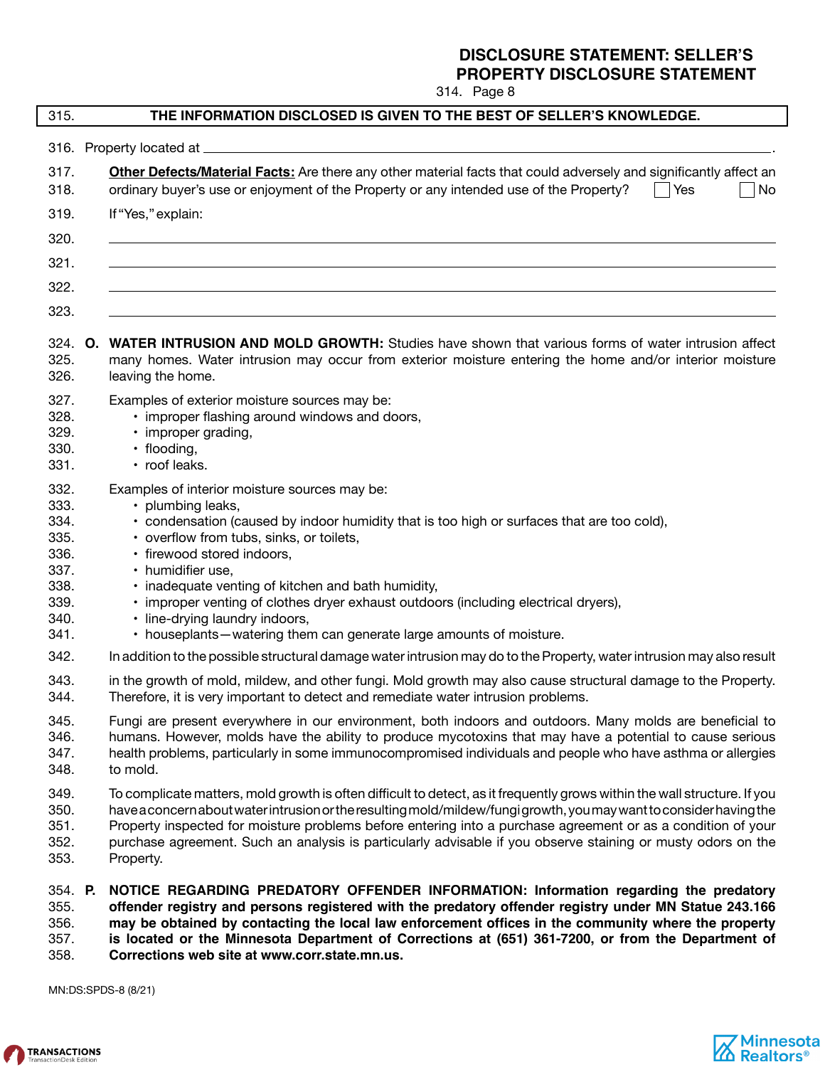# DISCLOSURE STATEMENT: SELLER'S PROPERTY DISCLOSURE STATEMENT

314. Page 8

**315. THE INFORMATION DISCLOSED IS GIVEN TO THE BEST OF SELLER'S KNOWLEDGE.**

316. Property located at ______________________________________________________________.

317. **Other Defects/Material Facts:** Are there any other material facts that could adversely and significantly affect an
318. ordinary buyer's use or enjoyment of the Property or any intended use of the Property? ☐ Yes ☐ No

319. If "Yes," explain:

320. ______________________________________________________________

321. ______________________________________________________________

322. ______________________________________________________________

323. ______________________________________________________________

324. **O. WATER INTRUSION AND MOLD GROWTH:** Studies have shown that various forms of water intrusion affect
325. many homes. Water intrusion may occur from exterior moisture entering the home and/or interior moisture
326. leaving the home.

327. Examples of exterior moisture sources may be:
328. • improper flashing around windows and doors,
329. • improper grading,
330. • flooding,
331. • roof leaks.

332. Examples of interior moisture sources may be:
333. • plumbing leaks,
334. • condensation (caused by indoor humidity that is too high or surfaces that are too cold),
335. • overflow from tubs, sinks, or toilets,
336. • firewood stored indoors,
337. • humidifier use,
338. • inadequate venting of kitchen and bath humidity,
339. • improper venting of clothes dryer exhaust outdoors (including electrical dryers),
340. • line-drying laundry indoors,
341. • houseplants—watering them can generate large amounts of moisture.

342. In addition to the possible structural damage water intrusion may do to the Property, water intrusion may also result
343. in the growth of mold, mildew, and other fungi. Mold growth may also cause structural damage to the Property.
344. Therefore, it is very important to detect and remediate water intrusion problems.

345. Fungi are present everywhere in our environment, both indoors and outdoors. Many molds are beneficial to
346. humans. However, molds have the ability to produce mycotoxins that may have a potential to cause serious
347. health problems, particularly in some immunocompromised individuals and people who have asthma or allergies
348. to mold.

349. To complicate matters, mold growth is often difficult to detect, as it frequently grows within the wall structure. If you
350. have a concern about water intrusion or the resulting mold/mildew/fungi growth, you may want to consider having the
351. Property inspected for moisture problems before entering into a purchase agreement or as a condition of your
352. purchase agreement. Such an analysis is particularly advisable if you observe staining or musty odors on the
353. Property.

354. **P. NOTICE REGARDING PREDATORY OFFENDER INFORMATION: Information regarding the predatory**
355. **offender registry and persons registered with the predatory offender registry under MN Statue 243.166**
356. **may be obtained by contacting the local law enforcement offices in the community where the property**
357. **is located or the Minnesota Department of Corrections at (651) 361-7200, or from the Department of**
358. **Corrections web site at www.corr.state.mn.us.**

MN:DS:SPDS-8 (8/21)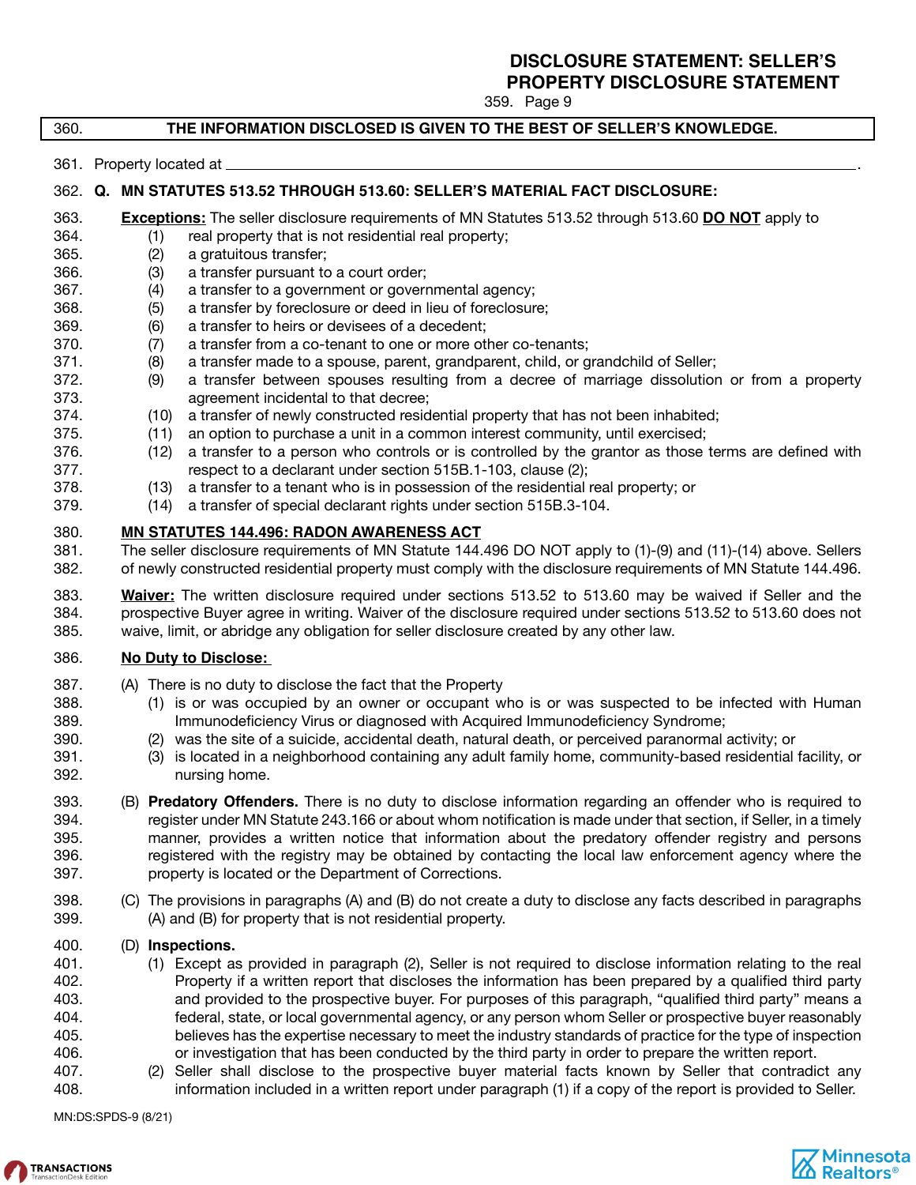# DISCLOSURE STATEMENT: SELLER'S PROPERTY DISCLOSURE STATEMENT

359. Page 9

360. **THE INFORMATION DISCLOSED IS GIVEN TO THE BEST OF SELLER'S KNOWLEDGE.**

361. Property located at \_\_\_\_\_\_\_\_\_\_\_\_\_\_\_\_\_\_\_\_\_\_\_\_\_\_\_\_\_\_\_\_\_\_\_\_\_\_\_\_\_\_\_\_\_\_.

362. **Q. MN STATUTES 513.52 THROUGH 513.60: SELLER'S MATERIAL FACT DISCLOSURE:**

363. **Exceptions:** The seller disclosure requirements of MN Statutes 513.52 through 513.60 **DO NOT** apply to
364. (1) real property that is not residential real property;
365. (2) a gratuitous transfer;
366. (3) a transfer pursuant to a court order;
367. (4) a transfer to a government or governmental agency;
368. (5) a transfer by foreclosure or deed in lieu of foreclosure;
369. (6) a transfer to heirs or devisees of a decedent;
370. (7) a transfer from a co-tenant to one or more other co-tenants;
371. (8) a transfer made to a spouse, parent, grandparent, child, or grandchild of Seller;
372. (9) a transfer between spouses resulting from a decree of marriage dissolution or from a property
373. agreement incidental to that decree;
374. (10) a transfer of newly constructed residential property that has not been inhabited;
375. (11) an option to purchase a unit in a common interest community, until exercised;
376. (12) a transfer to a person who controls or is controlled by the grantor as those terms are defined with
377. respect to a declarant under section 515B.1-103, clause (2);
378. (13) a transfer to a tenant who is in possession of the residential real property; or
379. (14) a transfer of special declarant rights under section 515B.3-104.

380. **MN STATUTES 144.496: RADON AWARENESS ACT**
381. The seller disclosure requirements of MN Statute 144.496 DO NOT apply to (1)-(9) and (11)-(14) above. Sellers
382. of newly constructed residential property must comply with the disclosure requirements of MN Statute 144.496.

383. **Waiver:** The written disclosure required under sections 513.52 to 513.60 may be waived if Seller and the
384. prospective Buyer agree in writing. Waiver of the disclosure required under sections 513.52 to 513.60 does not
385. waive, limit, or abridge any obligation for seller disclosure created by any other law.

386. **No Duty to Disclose:**

387. (A) There is no duty to disclose the fact that the Property
388. (1) is or was occupied by an owner or occupant who is or was suspected to be infected with Human
389. Immunodeficiency Virus or diagnosed with Acquired Immunodeficiency Syndrome;
390. (2) was the site of a suicide, accidental death, natural death, or perceived paranormal activity; or
391. (3) is located in a neighborhood containing any adult family home, community-based residential facility, or
392. nursing home.

393. (B) **Predatory Offenders.** There is no duty to disclose information regarding an offender who is required to
394. register under MN Statute 243.166 or about whom notification is made under that section, if Seller, in a timely
395. manner, provides a written notice that information about the predatory offender registry and persons
396. registered with the registry may be obtained by contacting the local law enforcement agency where the
397. property is located or the Department of Corrections.

398. (C) The provisions in paragraphs (A) and (B) do not create a duty to disclose any facts described in paragraphs
399. (A) and (B) for property that is not residential property.

400. (D) **Inspections.**
401. (1) Except as provided in paragraph (2), Seller is not required to disclose information relating to the real
402. Property if a written report that discloses the information has been prepared by a qualified third party
403. and provided to the prospective buyer. For purposes of this paragraph, "qualified third party" means a
404. federal, state, or local governmental agency, or any person whom Seller or prospective buyer reasonably
405. believes has the expertise necessary to meet the industry standards of practice for the type of inspection
406. or investigation that has been conducted by the third party in order to prepare the written report.
407. (2) Seller shall disclose to the prospective buyer material facts known by Seller that contradict any
408. information included in a written report under paragraph (1) if a copy of the report is provided to Seller.

MN:DS:SPDS-9 (8/21)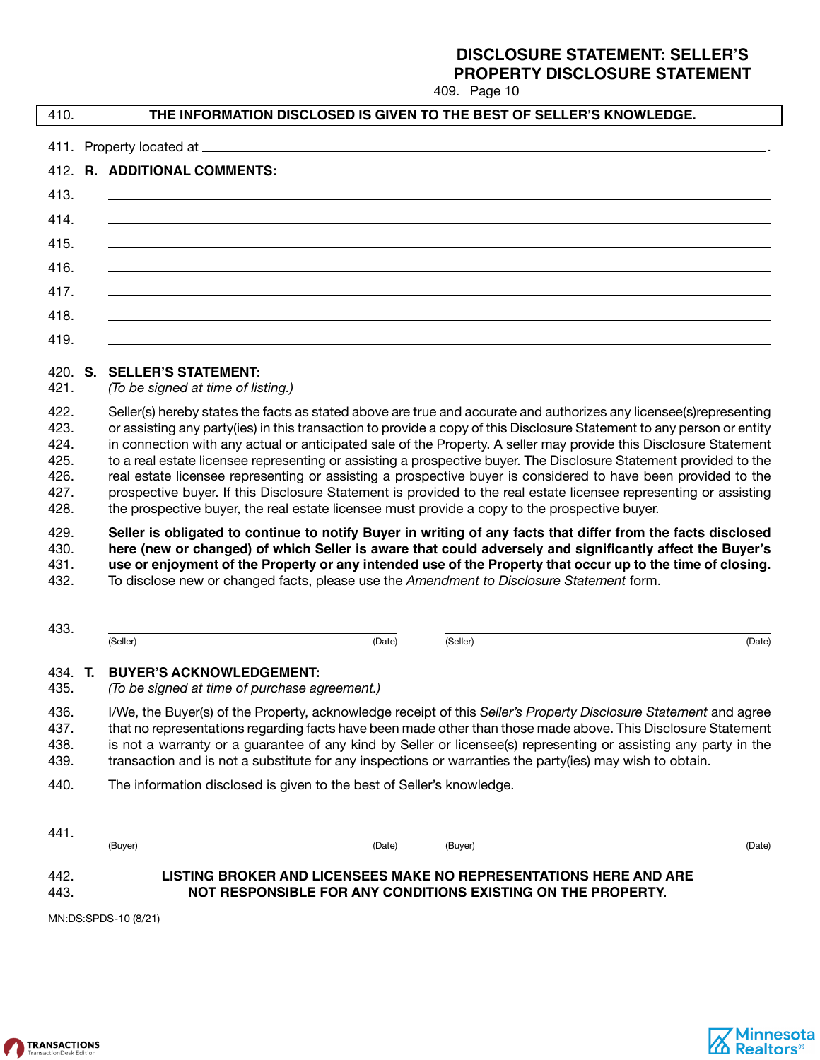# DISCLOSURE STATEMENT: SELLER'S PROPERTY DISCLOSURE STATEMENT

409. Page 10

410. **THE INFORMATION DISCLOSED IS GIVEN TO THE BEST OF SELLER'S KNOWLEDGE.**

411. Property located at ______________________________________________________________.

412. **R. ADDITIONAL COMMENTS:**

413. ______________________________________________________________

414. ______________________________________________________________

415. ______________________________________________________________

416. ______________________________________________________________

417. ______________________________________________________________

418. ______________________________________________________________

419. ______________________________________________________________

420. **S. SELLER'S STATEMENT:**
421. *(To be signed at time of listing.)*

422. Seller(s) hereby states the facts as stated above are true and accurate and authorizes any licensee(s)representing
423. or assisting any party(ies) in this transaction to provide a copy of this Disclosure Statement to any person or entity
424. in connection with any actual or anticipated sale of the Property. A seller may provide this Disclosure Statement
425. to a real estate licensee representing or assisting a prospective buyer. The Disclosure Statement provided to the
426. real estate licensee representing or assisting a prospective buyer is considered to have been provided to the
427. prospective buyer. If this Disclosure Statement is provided to the real estate licensee representing or assisting
428. the prospective buyer, the real estate licensee must provide a copy to the prospective buyer.

429. **Seller is obligated to continue to notify Buyer in writing of any facts that differ from the facts disclosed**
430. **here (new or changed) of which Seller is aware that could adversely and significantly affect the Buyer's**
431. **use or enjoyment of the Property or any intended use of the Property that occur up to the time of closing.**
432. To disclose new or changed facts, please use the *Amendment to Disclosure Statement* form.

433. ______________________________ ______________________________
(Seller) (Date) (Seller) (Date)

434. **T. BUYER'S ACKNOWLEDGEMENT:**
435. *(To be signed at time of purchase agreement.)*

436. I/We, the Buyer(s) of the Property, acknowledge receipt of this *Seller's Property Disclosure Statement* and agree
437. that no representations regarding facts have been made other than those made above. This Disclosure Statement
438. is not a warranty or a guarantee of any kind by Seller or licensee(s) representing or assisting any party in the
439. transaction and is not a substitute for any inspections or warranties the party(ies) may wish to obtain.

440. The information disclosed is given to the best of Seller's knowledge.

441. ______________________________ ______________________________
(Buyer) (Date) (Buyer) (Date)

442. **LISTING BROKER AND LICENSEES MAKE NO REPRESENTATIONS HERE AND ARE**
443. **NOT RESPONSIBLE FOR ANY CONDITIONS EXISTING ON THE PROPERTY.**

MN:DS:SPDS-10 (8/21)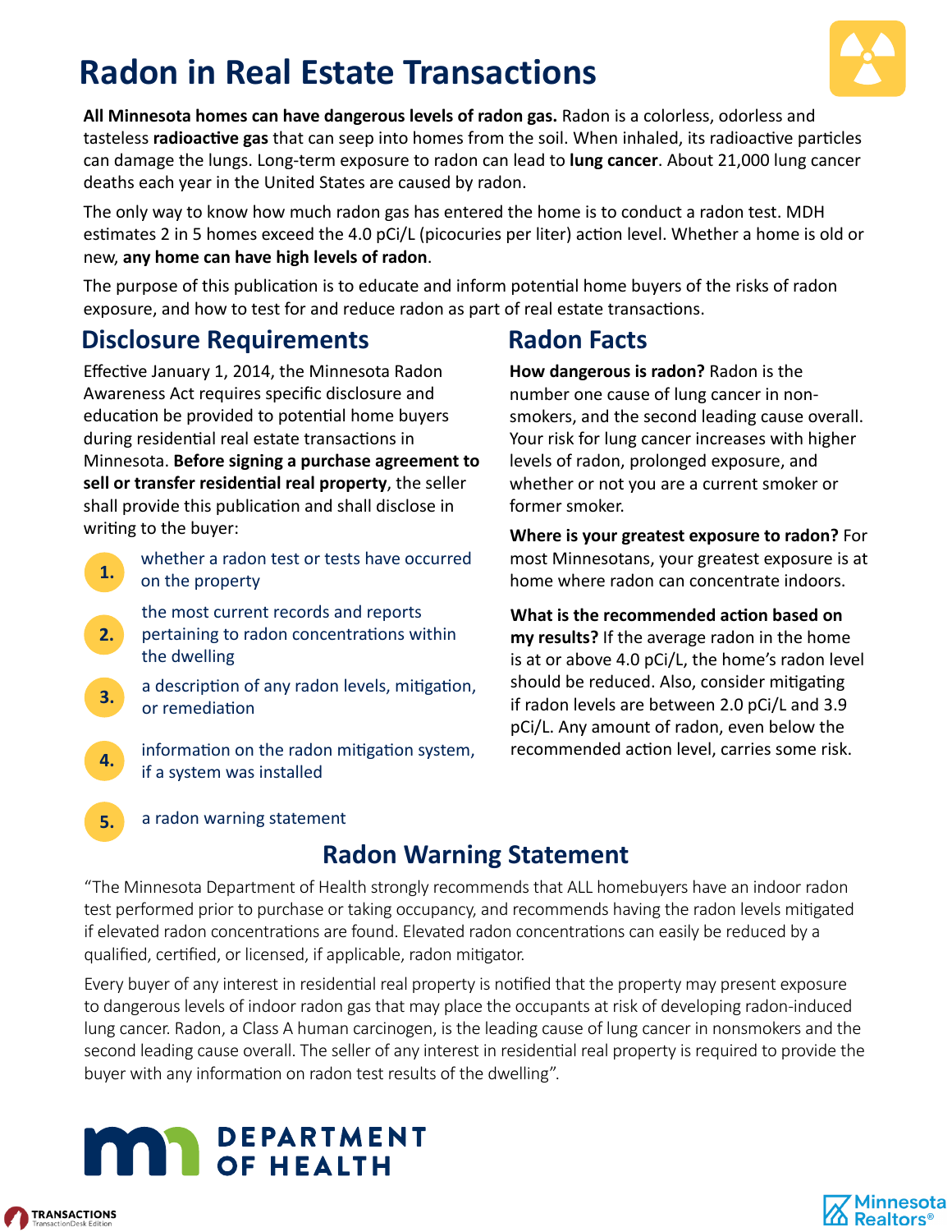# Radon in Real Estate Transactions

**All Minnesota homes can have dangerous levels of radon gas.** Radon is a colorless, odorless and tasteless **radioactive gas** that can seep into homes from the soil. When inhaled, its radioactive particles can damage the lungs. Long-term exposure to radon can lead to **lung cancer**. About 21,000 lung cancer deaths each year in the United States are caused by radon.

The only way to know how much radon gas has entered the home is to conduct a radon test. MDH estimates 2 in 5 homes exceed the 4.0 pCi/L (picocuries per liter) action level. Whether a home is old or new, **any home can have high levels of radon**.

The purpose of this publication is to educate and inform potential home buyers of the risks of radon exposure, and how to test for and reduce radon as part of real estate transactions.

## Disclosure Requirements

Effective January 1, 2014, the Minnesota Radon Awareness Act requires specific disclosure and education be provided to potential home buyers during residential real estate transactions in Minnesota. **Before signing a purchase agreement to sell or transfer residential real property**, the seller shall provide this publication and shall disclose in writing to the buyer:

1. whether a radon test or tests have occurred on the property
2. the most current records and reports pertaining to radon concentrations within the dwelling
3. a description of any radon levels, mitigation, or remediation
4. information on the radon mitigation system, if a system was installed
5. a radon warning statement

## Radon Facts

**How dangerous is radon?** Radon is the number one cause of lung cancer in non-smokers, and the second leading cause overall. Your risk for lung cancer increases with higher levels of radon, prolonged exposure, and whether or not you are a current smoker or former smoker.

**Where is your greatest exposure to radon?** For most Minnesotans, your greatest exposure is at home where radon can concentrate indoors.

**What is the recommended action based on my results?** If the average radon in the home is at or above 4.0 pCi/L, the home's radon level should be reduced. Also, consider mitigating if radon levels are between 2.0 pCi/L and 3.9 pCi/L. Any amount of radon, even below the recommended action level, carries some risk.

## Radon Warning Statement

"The Minnesota Department of Health strongly recommends that ALL homebuyers have an indoor radon test performed prior to purchase or taking occupancy, and recommends having the radon levels mitigated if elevated radon concentrations are found. Elevated radon concentrations can easily be reduced by a qualified, certified, or licensed, if applicable, radon mitigator.

Every buyer of any interest in residential real property is notified that the property may present exposure to dangerous levels of indoor radon gas that may place the occupants at risk of developing radon-induced lung cancer. Radon, a Class A human carcinogen, is the leading cause of lung cancer in nonsmokers and the second leading cause overall. The seller of any interest in residential real property is required to provide the buyer with any information on radon test results of the dwelling".

DEPARTMENT OF HEALTH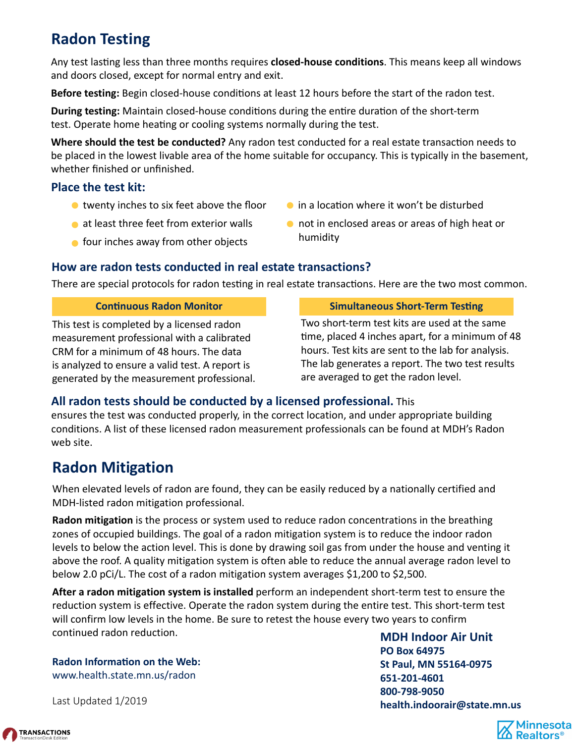## Radon Testing

Any test lasting less than three months requires **closed-house conditions**. This means keep all windows and doors closed, except for normal entry and exit.

**Before testing:** Begin closed-house conditions at least 12 hours before the start of the radon test.

**During testing:** Maintain closed-house conditions during the entire duration of the short-term test. Operate home heating or cooling systems normally during the test.

**Where should the test be conducted?** Any radon test conducted for a real estate transaction needs to be placed in the lowest livable area of the home suitable for occupancy. This is typically in the basement, whether finished or unfinished.

### Place the test kit:

- twenty inches to six feet above the floor
- at least three feet from exterior walls
- four inches away from other objects
- in a location where it won't be disturbed
- not in enclosed areas or areas of high heat or humidity

### How are radon tests conducted in real estate transactions?

There are special protocols for radon testing in real estate transactions. Here are the two most common.

**Continuous Radon Monitor**

This test is completed by a licensed radon measurement professional with a calibrated CRM for a minimum of 48 hours. The data is analyzed to ensure a valid test. A report is generated by the measurement professional.

**Simultaneous Short-Term Testing**

Two short-term test kits are used at the same time, placed 4 inches apart, for a minimum of 48 hours. Test kits are sent to the lab for analysis. The lab generates a report. The two test results are averaged to get the radon level.

**All radon tests should be conducted by a licensed professional.** This ensures the test was conducted properly, in the correct location, and under appropriate building conditions. A list of these licensed radon measurement professionals can be found at MDH's Radon web site.

## Radon Mitigation

When elevated levels of radon are found, they can be easily reduced by a nationally certified and MDH-listed radon mitigation professional.

**Radon mitigation** is the process or system used to reduce radon concentrations in the breathing zones of occupied buildings. The goal of a radon mitigation system is to reduce the indoor radon levels to below the action level. This is done by drawing soil gas from under the house and venting it above the roof. A quality mitigation system is often able to reduce the annual average radon level to below 2.0 pCi/L. The cost of a radon mitigation system averages $1,200 to $2,500.

**After a radon mitigation system is installed** perform an independent short-term test to ensure the reduction system is effective. Operate the radon system during the entire test. This short-term test will confirm low levels in the home. Be sure to retest the house every two years to confirm continued radon reduction.

**Radon Information on the Web:**
www.health.state.mn.us/radon

Last Updated 1/2019

**MDH Indoor Air Unit**
**PO Box 64975**
**St Paul, MN 55164-0975**
**651-201-4601**
**800-798-9050**
**health.indoorair@state.mn.us**